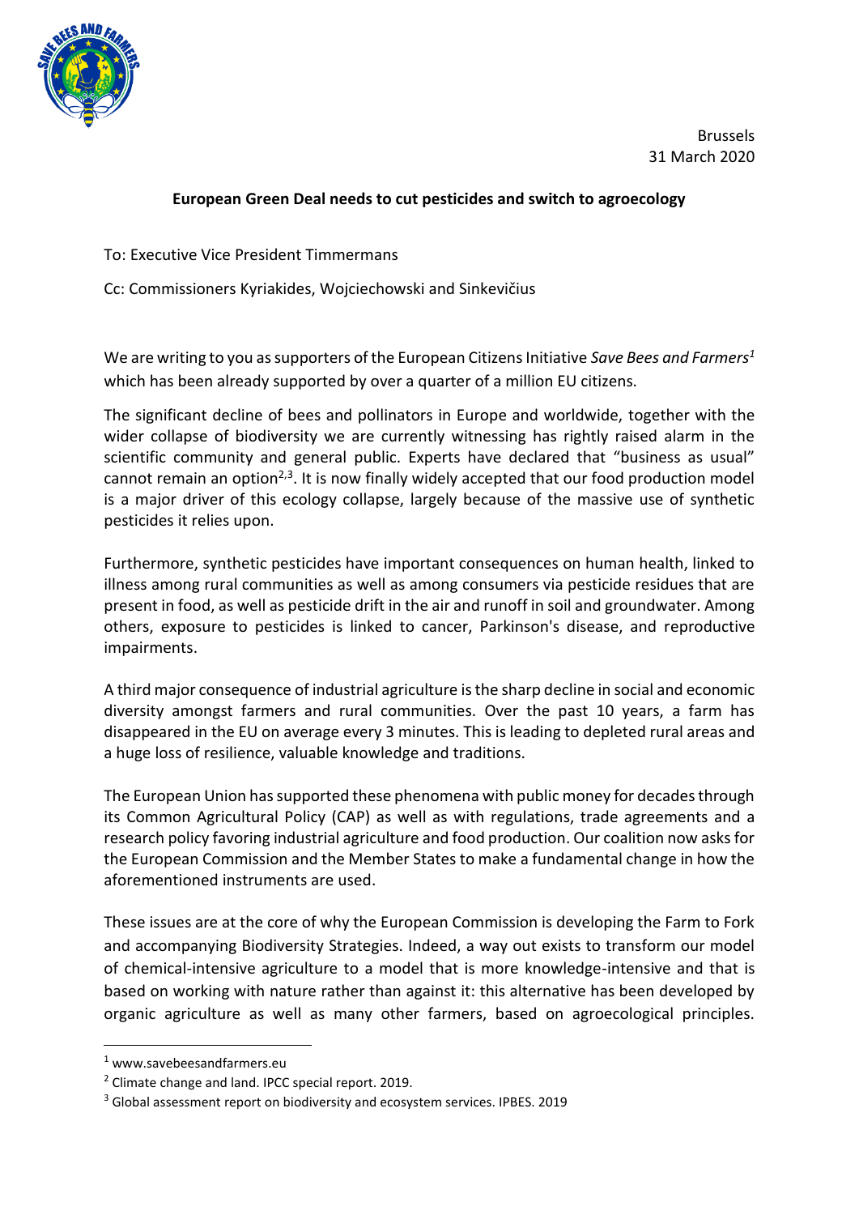Brussels
31 March 2020

**European Green Deal needs to cut pesticides and switch to agroecology**

To: Executive Vice President Timmermans

Cc: Commissioners Kyriakides, Wojciechowski and Sinkevičius

We are writing to you as supporters of the European Citizens Initiative *Save Bees and Farmers*[1] which has been already supported by over a quarter of a million EU citizens.

The significant decline of bees and pollinators in Europe and worldwide, together with the wider collapse of biodiversity we are currently witnessing has rightly raised alarm in the scientific community and general public. Experts have declared that "business as usual" cannot remain an option[2,3]. It is now finally widely accepted that our food production model is a major driver of this ecology collapse, largely because of the massive use of synthetic pesticides it relies upon.

Furthermore, synthetic pesticides have important consequences on human health, linked to illness among rural communities as well as among consumers via pesticide residues that are present in food, as well as pesticide drift in the air and runoff in soil and groundwater. Among others, exposure to pesticides is linked to cancer, Parkinson's disease, and reproductive impairments.

A third major consequence of industrial agriculture is the sharp decline in social and economic diversity amongst farmers and rural communities. Over the past 10 years, a farm has disappeared in the EU on average every 3 minutes. This is leading to depleted rural areas and a huge loss of resilience, valuable knowledge and traditions.

The European Union has supported these phenomena with public money for decades through its Common Agricultural Policy (CAP) as well as with regulations, trade agreements and a research policy favoring industrial agriculture and food production. Our coalition now asks for the European Commission and the Member States to make a fundamental change in how the aforementioned instruments are used.

These issues are at the core of why the European Commission is developing the Farm to Fork and accompanying Biodiversity Strategies. Indeed, a way out exists to transform our model of chemical-intensive agriculture to a model that is more knowledge-intensive and that is based on working with nature rather than against it: this alternative has been developed by organic agriculture as well as many other farmers, based on agroecological principles.

---

[1] www.savebeesandfarmers.eu

[2] Climate change and land. IPCC special report. 2019.

[3] Global assessment report on biodiversity and ecosystem services. IPBES. 2019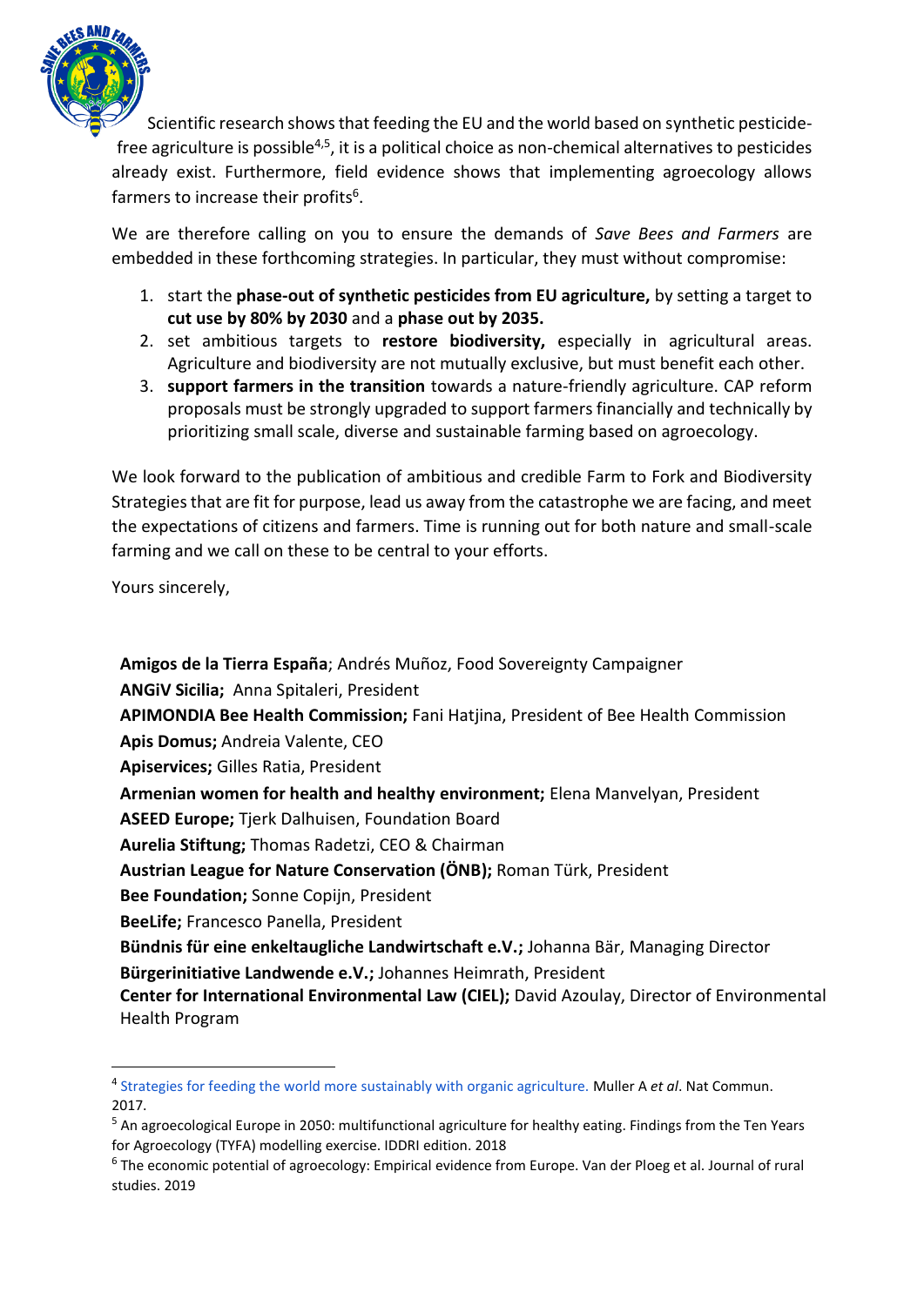Scientific research shows that feeding the EU and the world based on synthetic pesticide-free agriculture is possible[4,5], it is a political choice as non-chemical alternatives to pesticides already exist. Furthermore, field evidence shows that implementing agroecology allows farmers to increase their profits[6].

We are therefore calling on you to ensure the demands of *Save Bees and Farmers* are embedded in these forthcoming strategies. In particular, they must without compromise:

1. start the **phase-out of synthetic pesticides from EU agriculture,** by setting a target to **cut use by 80% by 2030** and a **phase out by 2035.**
2. set ambitious targets to **restore biodiversity,** especially in agricultural areas. Agriculture and biodiversity are not mutually exclusive, but must benefit each other.
3. **support farmers in the transition** towards a nature-friendly agriculture. CAP reform proposals must be strongly upgraded to support farmers financially and technically by prioritizing small scale, diverse and sustainable farming based on agroecology.

We look forward to the publication of ambitious and credible Farm to Fork and Biodiversity Strategies that are fit for purpose, lead us away from the catastrophe we are facing, and meet the expectations of citizens and farmers. Time is running out for both nature and small-scale farming and we call on these to be central to your efforts.

Yours sincerely,

**Amigos de la Tierra España**; Andrés Muñoz, Food Sovereignty Campaigner
**ANGiV Sicilia;** Anna Spitaleri, President
**APIMONDIA Bee Health Commission;** Fani Hatjina, President of Bee Health Commission
**Apis Domus;** Andreia Valente, CEO
**Apiservices;** Gilles Ratia, President
**Armenian women for health and healthy environment;** Elena Manvelyan, President
**ASEED Europe;** Tjerk Dalhuisen, Foundation Board
**Aurelia Stiftung;** Thomas Radetzi, CEO & Chairman
**Austrian League for Nature Conservation (ÖNB);** Roman Türk, President
**Bee Foundation;** Sonne Copijn, President
**BeeLife;** Francesco Panella, President
**Bündnis für eine enkeltaugliche Landwirtschaft e.V.;** Johanna Bär, Managing Director
**Bürgerinitiative Landwende e.V.;** Johannes Heimrath, President
**Center for International Environmental Law (CIEL);** David Azoulay, Director of Environmental Health Program

---

[4] Strategies for feeding the world more sustainably with organic agriculture. Muller A *et al*. Nat Commun. 2017.

[5] An agroecological Europe in 2050: multifunctional agriculture for healthy eating. Findings from the Ten Years for Agroecology (TYFA) modelling exercise. IDDRI edition. 2018

[6] The economic potential of agroecology: Empirical evidence from Europe. Van der Ploeg et al. Journal of rural studies. 2019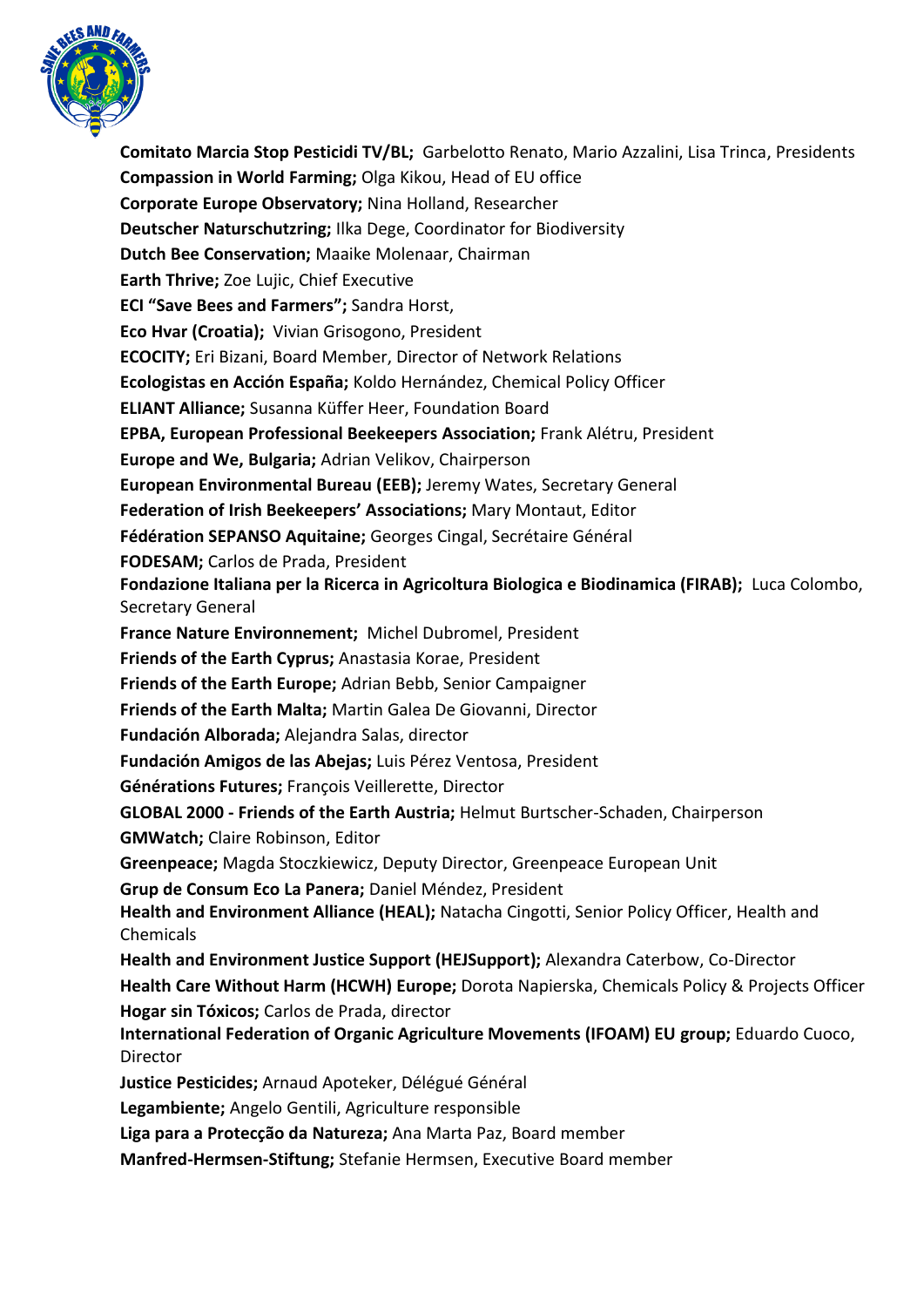**Comitato Marcia Stop Pesticidi TV/BL;** Garbelotto Renato, Mario Azzalini, Lisa Trinca, Presidents
**Compassion in World Farming;** Olga Kikou, Head of EU office
**Corporate Europe Observatory;** Nina Holland, Researcher
**Deutscher Naturschutzring;** Ilka Dege, Coordinator for Biodiversity
**Dutch Bee Conservation;** Maaike Molenaar, Chairman
**Earth Thrive;** Zoe Lujic, Chief Executive
**ECI "Save Bees and Farmers";** Sandra Horst,
**Eco Hvar (Croatia);** Vivian Grisogono, President
**ECOCITY;** Eri Bizani, Board Member, Director of Network Relations
**Ecologistas en Acción España;** Koldo Hernández, Chemical Policy Officer
**ELIANT Alliance;** Susanna Küffer Heer, Foundation Board
**EPBA, European Professional Beekeepers Association;** Frank Alétru, President
**Europe and We, Bulgaria;** Adrian Velikov, Chairperson
**European Environmental Bureau (EEB);** Jeremy Wates, Secretary General
**Federation of Irish Beekeepers' Associations;** Mary Montaut, Editor
**Fédération SEPANSO Aquitaine;** Georges Cingal, Secrétaire Général
**FODESAM;** Carlos de Prada, President
**Fondazione Italiana per la Ricerca in Agricoltura Biologica e Biodinamica (FIRAB);** Luca Colombo, Secretary General
**France Nature Environnement;** Michel Dubromel, President
**Friends of the Earth Cyprus;** Anastasia Korae, President
**Friends of the Earth Europe;** Adrian Bebb, Senior Campaigner
**Friends of the Earth Malta;** Martin Galea De Giovanni, Director
**Fundación Alborada;** Alejandra Salas, director
**Fundación Amigos de las Abejas;** Luis Pérez Ventosa, President
**Générations Futures;** François Veillerette, Director
**GLOBAL 2000 - Friends of the Earth Austria;** Helmut Burtscher-Schaden, Chairperson
**GMWatch;** Claire Robinson, Editor
**Greenpeace;** Magda Stoczkiewicz, Deputy Director, Greenpeace European Unit
**Grup de Consum Eco La Panera;** Daniel Méndez, President
**Health and Environment Alliance (HEAL);** Natacha Cingotti, Senior Policy Officer, Health and Chemicals
**Health and Environment Justice Support (HEJSupport);** Alexandra Caterbow, Co-Director
**Health Care Without Harm (HCWH) Europe;** Dorota Napierska, Chemicals Policy & Projects Officer
**Hogar sin Tóxicos;** Carlos de Prada, director
**International Federation of Organic Agriculture Movements (IFOAM) EU group;** Eduardo Cuoco, Director
**Justice Pesticides;** Arnaud Apoteker, Délégué Général
**Legambiente;** Angelo Gentili, Agriculture responsible
**Liga para a Protecção da Natureza;** Ana Marta Paz, Board member
**Manfred-Hermsen-Stiftung;** Stefanie Hermsen, Executive Board member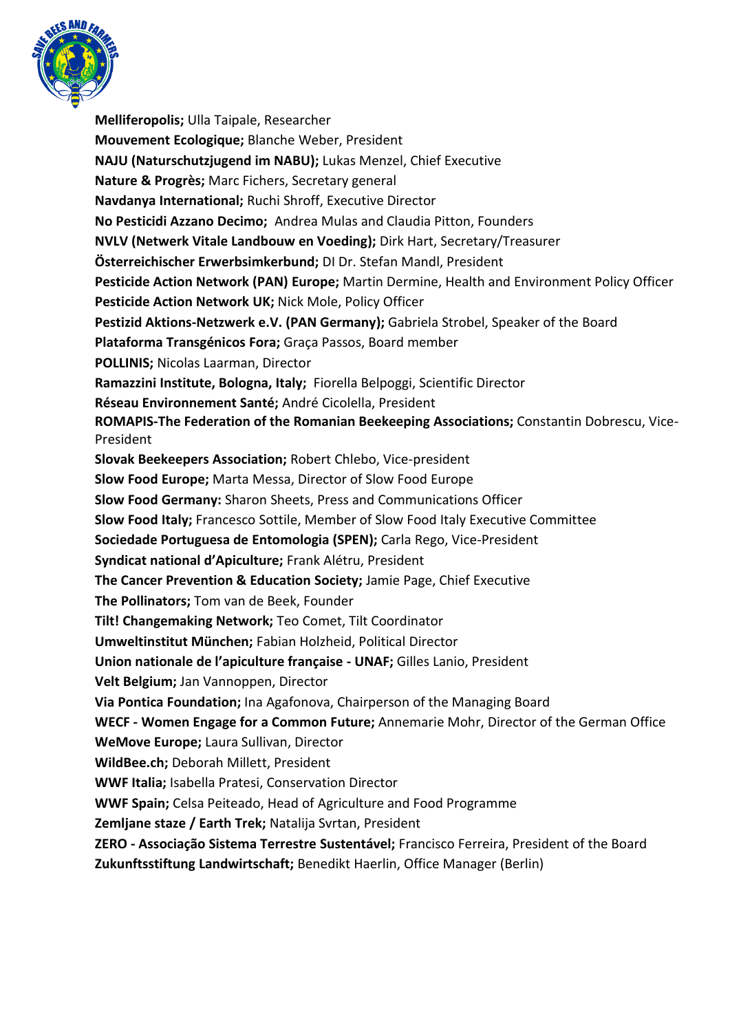**Melliferopolis;** Ulla Taipale, Researcher
**Mouvement Ecologique;** Blanche Weber, President
**NAJU (Naturschutzjugend im NABU);** Lukas Menzel, Chief Executive
**Nature & Progrès;** Marc Fichers, Secretary general
**Navdanya International;** Ruchi Shroff, Executive Director
**No Pesticidi Azzano Decimo;** Andrea Mulas and Claudia Pitton, Founders
**NVLV (Netwerk Vitale Landbouw en Voeding);** Dirk Hart, Secretary/Treasurer
**Österreichischer Erwerbsimkerbund;** DI Dr. Stefan Mandl, President
**Pesticide Action Network (PAN) Europe;** Martin Dermine, Health and Environment Policy Officer
**Pesticide Action Network UK;** Nick Mole, Policy Officer
**Pestizid Aktions-Netzwerk e.V. (PAN Germany);** Gabriela Strobel, Speaker of the Board
**Plataforma Transgénicos Fora;** Graça Passos, Board member
**POLLINIS;** Nicolas Laarman, Director
**Ramazzini Institute, Bologna, Italy;** Fiorella Belpoggi, Scientific Director
**Réseau Environnement Santé;** André Cicolella, President
**ROMAPIS-The Federation of the Romanian Beekeeping Associations;** Constantin Dobrescu, Vice-President
**Slovak Beekeepers Association;** Robert Chlebo, Vice-president
**Slow Food Europe;** Marta Messa, Director of Slow Food Europe
**Slow Food Germany:** Sharon Sheets, Press and Communications Officer
**Slow Food Italy;** Francesco Sottile, Member of Slow Food Italy Executive Committee
**Sociedade Portuguesa de Entomologia (SPEN);** Carla Rego, Vice-President
**Syndicat national d'Apiculture;** Frank Alétru, President
**The Cancer Prevention & Education Society;** Jamie Page, Chief Executive
**The Pollinators;** Tom van de Beek, Founder
**Tilt! Changemaking Network;** Teo Comet, Tilt Coordinator
**Umweltinstitut München;** Fabian Holzheid, Political Director
**Union nationale de l'apiculture française - UNAF;** Gilles Lanio, President
**Velt Belgium;** Jan Vannoppen, Director
**Via Pontica Foundation;** Ina Agafonova, Chairperson of the Managing Board
**WECF - Women Engage for a Common Future;** Annemarie Mohr, Director of the German Office
**WeMove Europe;** Laura Sullivan, Director
**WildBee.ch;** Deborah Millett, President
**WWF Italia;** Isabella Pratesi, Conservation Director
**WWF Spain;** Celsa Peiteado, Head of Agriculture and Food Programme
**Zemljane staze / Earth Trek;** Natalija Svrtan, President
**ZERO - Associação Sistema Terrestre Sustentável;** Francisco Ferreira, President of the Board
**Zukunftsstiftung Landwirtschaft;** Benedikt Haerlin, Office Manager (Berlin)